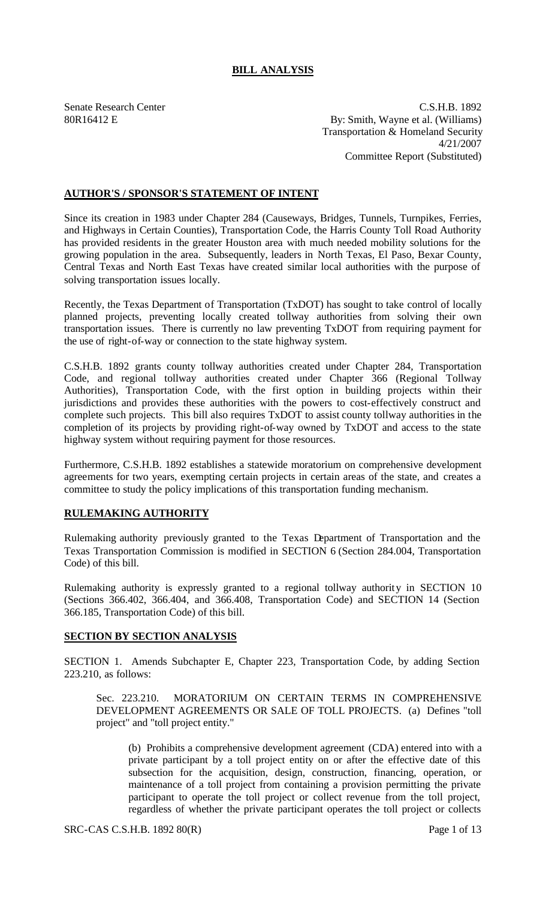# BILL ANALYSIS

Senate Research Center
80R16412 E

C.S.H.B. 1892
By: Smith, Wayne et al. (Williams)
Transportation & Homeland Security
4/21/2007
Committee Report (Substituted)

## AUTHOR'S / SPONSOR'S STATEMENT OF INTENT

Since its creation in 1983 under Chapter 284 (Causeways, Bridges, Tunnels, Turnpikes, Ferries, and Highways in Certain Counties), Transportation Code, the Harris County Toll Road Authority has provided residents in the greater Houston area with much needed mobility solutions for the growing population in the area. Subsequently, leaders in North Texas, El Paso, Bexar County, Central Texas and North East Texas have created similar local authorities with the purpose of solving transportation issues locally.

Recently, the Texas Department of Transportation (TxDOT) has sought to take control of locally planned projects, preventing locally created tollway authorities from solving their own transportation issues. There is currently no law preventing TxDOT from requiring payment for the use of right-of-way or connection to the state highway system.

C.S.H.B. 1892 grants county tollway authorities created under Chapter 284, Transportation Code, and regional tollway authorities created under Chapter 366 (Regional Tollway Authorities), Transportation Code, with the first option in building projects within their jurisdictions and provides these authorities with the powers to cost-effectively construct and complete such projects. This bill also requires TxDOT to assist county tollway authorities in the completion of its projects by providing right-of-way owned by TxDOT and access to the state highway system without requiring payment for those resources.

Furthermore, C.S.H.B. 1892 establishes a statewide moratorium on comprehensive development agreements for two years, exempting certain projects in certain areas of the state, and creates a committee to study the policy implications of this transportation funding mechanism.

## RULEMAKING AUTHORITY

Rulemaking authority previously granted to the Texas Department of Transportation and the Texas Transportation Commission is modified in SECTION 6 (Section 284.004, Transportation Code) of this bill.

Rulemaking authority is expressly granted to a regional tollway authority in SECTION 10 (Sections 366.402, 366.404, and 366.408, Transportation Code) and SECTION 14 (Section 366.185, Transportation Code) of this bill.

## SECTION BY SECTION ANALYSIS

SECTION 1. Amends Subchapter E, Chapter 223, Transportation Code, by adding Section 223.210, as follows:

Sec. 223.210. MORATORIUM ON CERTAIN TERMS IN COMPREHENSIVE DEVELOPMENT AGREEMENTS OR SALE OF TOLL PROJECTS. (a) Defines "toll project" and "toll project entity."

(b) Prohibits a comprehensive development agreement (CDA) entered into with a private participant by a toll project entity on or after the effective date of this subsection for the acquisition, design, construction, financing, operation, or maintenance of a toll project from containing a provision permitting the private participant to operate the toll project or collect revenue from the toll project, regardless of whether the private participant operates the toll project or collects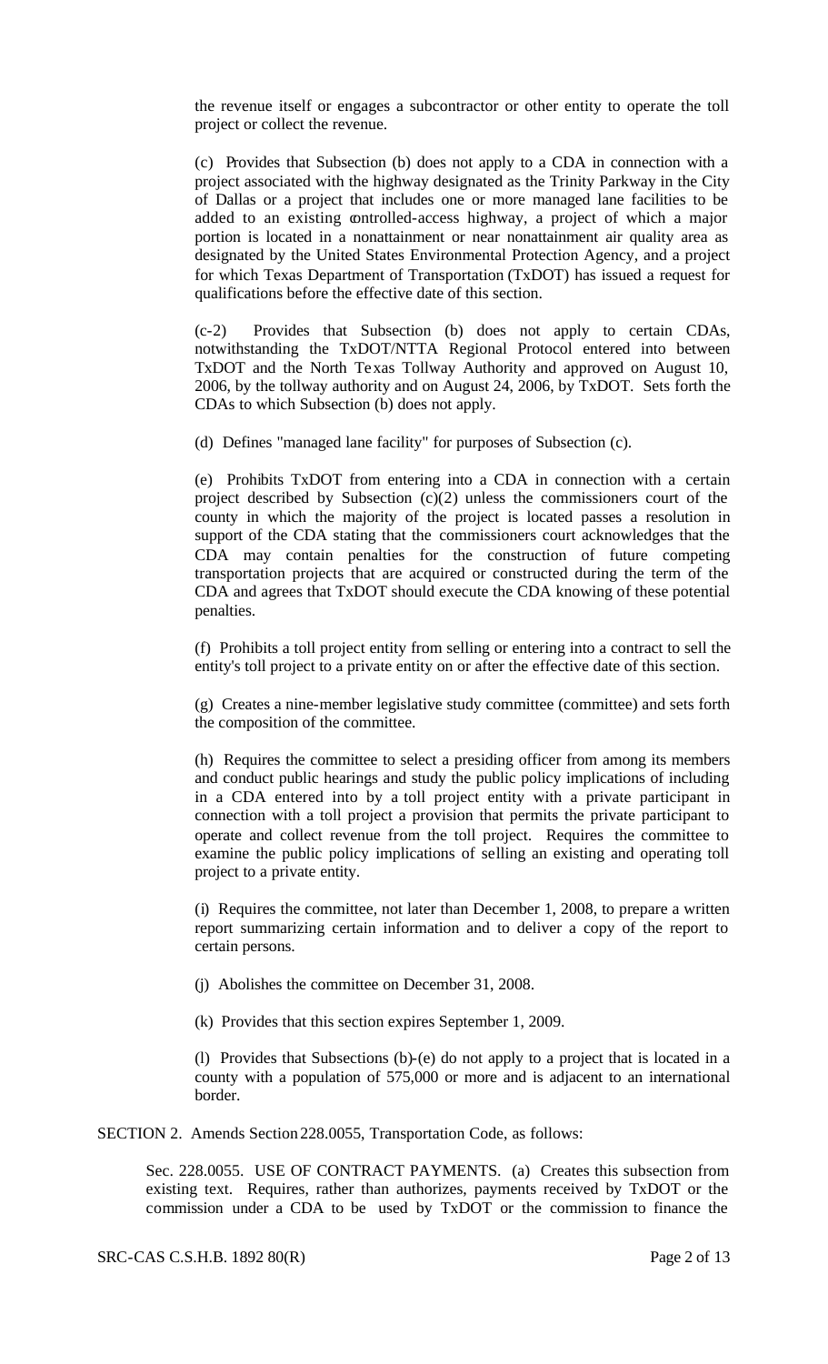the revenue itself or engages a subcontractor or other entity to operate the toll project or collect the revenue.

(c) Provides that Subsection (b) does not apply to a CDA in connection with a project associated with the highway designated as the Trinity Parkway in the City of Dallas or a project that includes one or more managed lane facilities to be added to an existing controlled-access highway, a project of which a major portion is located in a nonattainment or near nonattainment air quality area as designated by the United States Environmental Protection Agency, and a project for which Texas Department of Transportation (TxDOT) has issued a request for qualifications before the effective date of this section.

(c-2) Provides that Subsection (b) does not apply to certain CDAs, notwithstanding the TxDOT/NTTA Regional Protocol entered into between TxDOT and the North Texas Tollway Authority and approved on August 10, 2006, by the tollway authority and on August 24, 2006, by TxDOT. Sets forth the CDAs to which Subsection (b) does not apply.

(d) Defines "managed lane facility" for purposes of Subsection (c).

(e) Prohibits TxDOT from entering into a CDA in connection with a certain project described by Subsection (c)(2) unless the commissioners court of the county in which the majority of the project is located passes a resolution in support of the CDA stating that the commissioners court acknowledges that the CDA may contain penalties for the construction of future competing transportation projects that are acquired or constructed during the term of the CDA and agrees that TxDOT should execute the CDA knowing of these potential penalties.

(f) Prohibits a toll project entity from selling or entering into a contract to sell the entity's toll project to a private entity on or after the effective date of this section.

(g) Creates a nine-member legislative study committee (committee) and sets forth the composition of the committee.

(h) Requires the committee to select a presiding officer from among its members and conduct public hearings and study the public policy implications of including in a CDA entered into by a toll project entity with a private participant in connection with a toll project a provision that permits the private participant to operate and collect revenue from the toll project. Requires the committee to examine the public policy implications of selling an existing and operating toll project to a private entity.

(i) Requires the committee, not later than December 1, 2008, to prepare a written report summarizing certain information and to deliver a copy of the report to certain persons.

(j) Abolishes the committee on December 31, 2008.

(k) Provides that this section expires September 1, 2009.

(l) Provides that Subsections (b)-(e) do not apply to a project that is located in a county with a population of 575,000 or more and is adjacent to an international border.

SECTION 2. Amends Section 228.0055, Transportation Code, as follows:

Sec. 228.0055. USE OF CONTRACT PAYMENTS. (a) Creates this subsection from existing text. Requires, rather than authorizes, payments received by TxDOT or the commission under a CDA to be used by TxDOT or the commission to finance the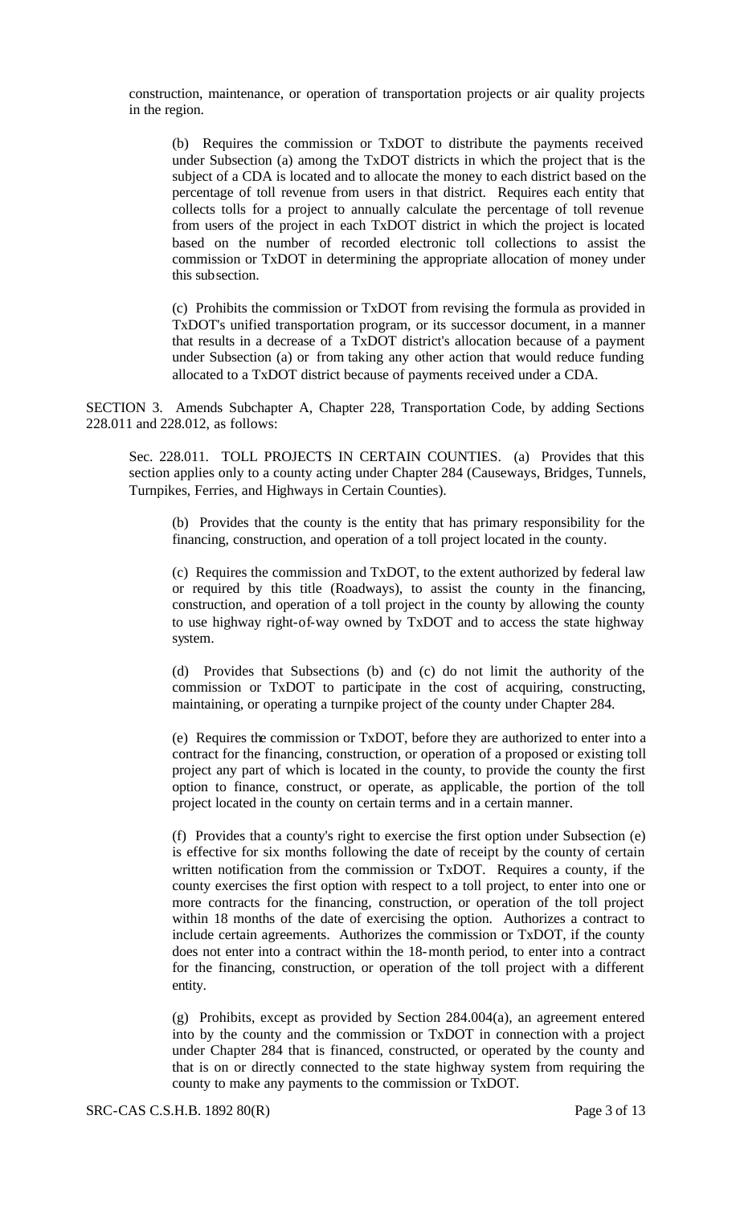construction, maintenance, or operation of transportation projects or air quality projects in the region.

(b) Requires the commission or TxDOT to distribute the payments received under Subsection (a) among the TxDOT districts in which the project that is the subject of a CDA is located and to allocate the money to each district based on the percentage of toll revenue from users in that district. Requires each entity that collects tolls for a project to annually calculate the percentage of toll revenue from users of the project in each TxDOT district in which the project is located based on the number of recorded electronic toll collections to assist the commission or TxDOT in determining the appropriate allocation of money under this subsection.

(c) Prohibits the commission or TxDOT from revising the formula as provided in TxDOT's unified transportation program, or its successor document, in a manner that results in a decrease of a TxDOT district's allocation because of a payment under Subsection (a) or from taking any other action that would reduce funding allocated to a TxDOT district because of payments received under a CDA.

SECTION 3. Amends Subchapter A, Chapter 228, Transportation Code, by adding Sections 228.011 and 228.012, as follows:

Sec. 228.011. TOLL PROJECTS IN CERTAIN COUNTIES. (a) Provides that this section applies only to a county acting under Chapter 284 (Causeways, Bridges, Tunnels, Turnpikes, Ferries, and Highways in Certain Counties).

(b) Provides that the county is the entity that has primary responsibility for the financing, construction, and operation of a toll project located in the county.

(c) Requires the commission and TxDOT, to the extent authorized by federal law or required by this title (Roadways), to assist the county in the financing, construction, and operation of a toll project in the county by allowing the county to use highway right-of-way owned by TxDOT and to access the state highway system.

(d) Provides that Subsections (b) and (c) do not limit the authority of the commission or TxDOT to participate in the cost of acquiring, constructing, maintaining, or operating a turnpike project of the county under Chapter 284.

(e) Requires the commission or TxDOT, before they are authorized to enter into a contract for the financing, construction, or operation of a proposed or existing toll project any part of which is located in the county, to provide the county the first option to finance, construct, or operate, as applicable, the portion of the toll project located in the county on certain terms and in a certain manner.

(f) Provides that a county's right to exercise the first option under Subsection (e) is effective for six months following the date of receipt by the county of certain written notification from the commission or TxDOT. Requires a county, if the county exercises the first option with respect to a toll project, to enter into one or more contracts for the financing, construction, or operation of the toll project within 18 months of the date of exercising the option. Authorizes a contract to include certain agreements. Authorizes the commission or TxDOT, if the county does not enter into a contract within the 18-month period, to enter into a contract for the financing, construction, or operation of the toll project with a different entity.

(g) Prohibits, except as provided by Section 284.004(a), an agreement entered into by the county and the commission or TxDOT in connection with a project under Chapter 284 that is financed, constructed, or operated by the county and that is on or directly connected to the state highway system from requiring the county to make any payments to the commission or TxDOT.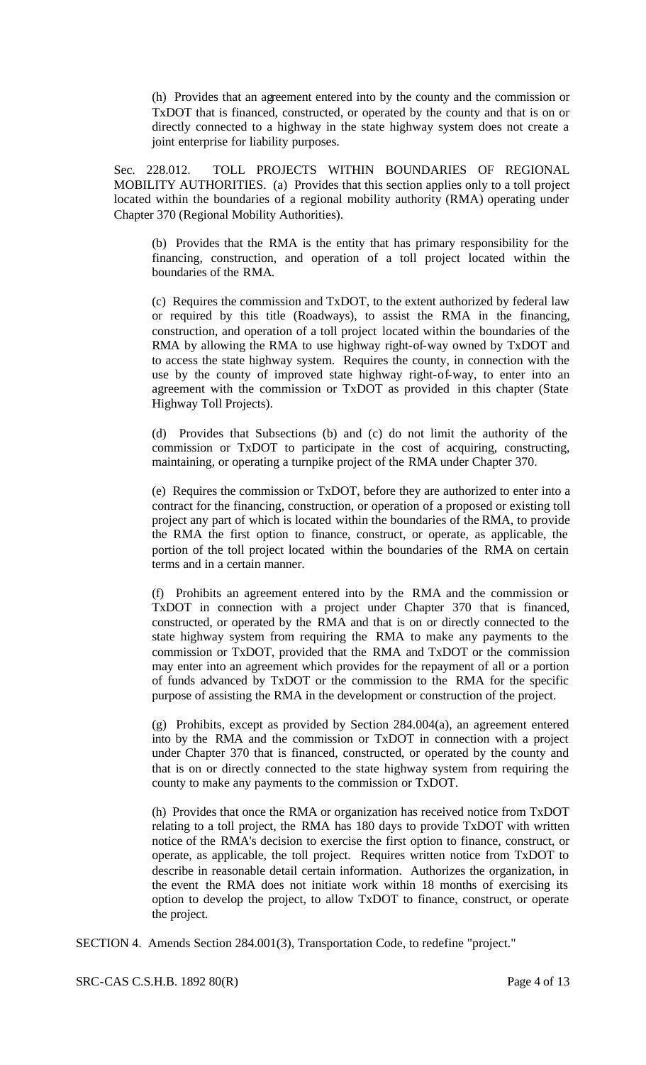(h) Provides that an agreement entered into by the county and the commission or TxDOT that is financed, constructed, or operated by the county and that is on or directly connected to a highway in the state highway system does not create a joint enterprise for liability purposes.

Sec. 228.012. TOLL PROJECTS WITHIN BOUNDARIES OF REGIONAL MOBILITY AUTHORITIES. (a) Provides that this section applies only to a toll project located within the boundaries of a regional mobility authority (RMA) operating under Chapter 370 (Regional Mobility Authorities).

(b) Provides that the RMA is the entity that has primary responsibility for the financing, construction, and operation of a toll project located within the boundaries of the RMA.

(c) Requires the commission and TxDOT, to the extent authorized by federal law or required by this title (Roadways), to assist the RMA in the financing, construction, and operation of a toll project located within the boundaries of the RMA by allowing the RMA to use highway right-of-way owned by TxDOT and to access the state highway system. Requires the county, in connection with the use by the county of improved state highway right-of-way, to enter into an agreement with the commission or TxDOT as provided in this chapter (State Highway Toll Projects).

(d) Provides that Subsections (b) and (c) do not limit the authority of the commission or TxDOT to participate in the cost of acquiring, constructing, maintaining, or operating a turnpike project of the RMA under Chapter 370.

(e) Requires the commission or TxDOT, before they are authorized to enter into a contract for the financing, construction, or operation of a proposed or existing toll project any part of which is located within the boundaries of the RMA, to provide the RMA the first option to finance, construct, or operate, as applicable, the portion of the toll project located within the boundaries of the RMA on certain terms and in a certain manner.

(f) Prohibits an agreement entered into by the RMA and the commission or TxDOT in connection with a project under Chapter 370 that is financed, constructed, or operated by the RMA and that is on or directly connected to the state highway system from requiring the RMA to make any payments to the commission or TxDOT, provided that the RMA and TxDOT or the commission may enter into an agreement which provides for the repayment of all or a portion of funds advanced by TxDOT or the commission to the RMA for the specific purpose of assisting the RMA in the development or construction of the project.

(g) Prohibits, except as provided by Section 284.004(a), an agreement entered into by the RMA and the commission or TxDOT in connection with a project under Chapter 370 that is financed, constructed, or operated by the county and that is on or directly connected to the state highway system from requiring the county to make any payments to the commission or TxDOT.

(h) Provides that once the RMA or organization has received notice from TxDOT relating to a toll project, the RMA has 180 days to provide TxDOT with written notice of the RMA's decision to exercise the first option to finance, construct, or operate, as applicable, the toll project. Requires written notice from TxDOT to describe in reasonable detail certain information. Authorizes the organization, in the event the RMA does not initiate work within 18 months of exercising its option to develop the project, to allow TxDOT to finance, construct, or operate the project.

SECTION 4. Amends Section 284.001(3), Transportation Code, to redefine "project."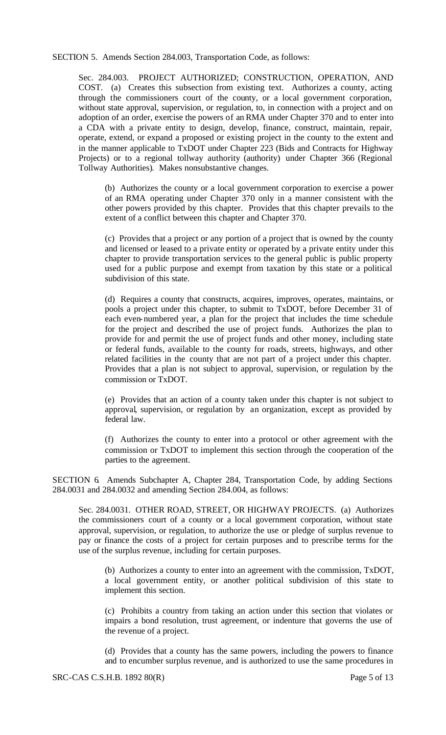SECTION 5. Amends Section 284.003, Transportation Code, as follows:

Sec. 284.003. PROJECT AUTHORIZED; CONSTRUCTION, OPERATION, AND COST. (a) Creates this subsection from existing text. Authorizes a county, acting through the commissioners court of the county, or a local government corporation, without state approval, supervision, or regulation, to, in connection with a project and on adoption of an order, exercise the powers of an RMA under Chapter 370 and to enter into a CDA with a private entity to design, develop, finance, construct, maintain, repair, operate, extend, or expand a proposed or existing project in the county to the extent and in the manner applicable to TxDOT under Chapter 223 (Bids and Contracts for Highway Projects) or to a regional tollway authority (authority) under Chapter 366 (Regional Tollway Authorities). Makes nonsubstantive changes.

(b) Authorizes the county or a local government corporation to exercise a power of an RMA operating under Chapter 370 only in a manner consistent with the other powers provided by this chapter. Provides that this chapter prevails to the extent of a conflict between this chapter and Chapter 370.

(c) Provides that a project or any portion of a project that is owned by the county and licensed or leased to a private entity or operated by a private entity under this chapter to provide transportation services to the general public is public property used for a public purpose and exempt from taxation by this state or a political subdivision of this state.

(d) Requires a county that constructs, acquires, improves, operates, maintains, or pools a project under this chapter, to submit to TxDOT, before December 31 of each even-numbered year, a plan for the project that includes the time schedule for the project and described the use of project funds. Authorizes the plan to provide for and permit the use of project funds and other money, including state or federal funds, available to the county for roads, streets, highways, and other related facilities in the county that are not part of a project under this chapter. Provides that a plan is not subject to approval, supervision, or regulation by the commission or TxDOT.

(e) Provides that an action of a county taken under this chapter is not subject to approval, supervision, or regulation by an organization, except as provided by federal law.

(f) Authorizes the county to enter into a protocol or other agreement with the commission or TxDOT to implement this section through the cooperation of the parties to the agreement.

SECTION 6. Amends Subchapter A, Chapter 284, Transportation Code, by adding Sections 284.0031 and 284.0032 and amending Section 284.004, as follows:

Sec. 284.0031. OTHER ROAD, STREET, OR HIGHWAY PROJECTS. (a) Authorizes the commissioners court of a county or a local government corporation, without state approval, supervision, or regulation, to authorize the use or pledge of surplus revenue to pay or finance the costs of a project for certain purposes and to prescribe terms for the use of the surplus revenue, including for certain purposes.

(b) Authorizes a county to enter into an agreement with the commission, TxDOT, a local government entity, or another political subdivision of this state to implement this section.

(c) Prohibits a country from taking an action under this section that violates or impairs a bond resolution, trust agreement, or indenture that governs the use of the revenue of a project.

(d) Provides that a county has the same powers, including the powers to finance and to encumber surplus revenue, and is authorized to use the same procedures in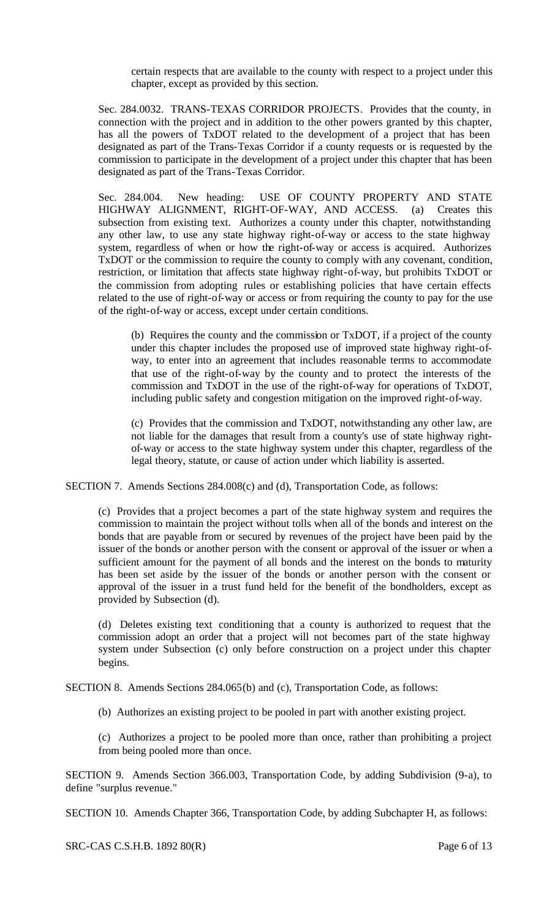certain respects that are available to the county with respect to a project under this chapter, except as provided by this section.

Sec. 284.0032. TRANS-TEXAS CORRIDOR PROJECTS. Provides that the county, in connection with the project and in addition to the other powers granted by this chapter, has all the powers of TxDOT related to the development of a project that has been designated as part of the Trans-Texas Corridor if a county requests or is requested by the commission to participate in the development of a project under this chapter that has been designated as part of the Trans-Texas Corridor.

Sec. 284.004. New heading: USE OF COUNTY PROPERTY AND STATE HIGHWAY ALIGNMENT, RIGHT-OF-WAY, AND ACCESS. (a) Creates this subsection from existing text. Authorizes a county under this chapter, notwithstanding any other law, to use any state highway right-of-way or access to the state highway system, regardless of when or how the right-of-way or access is acquired. Authorizes TxDOT or the commission to require the county to comply with any covenant, condition, restriction, or limitation that affects state highway right-of-way, but prohibits TxDOT or the commission from adopting rules or establishing policies that have certain effects related to the use of right-of-way or access or from requiring the county to pay for the use of the right-of-way or access, except under certain conditions.

(b) Requires the county and the commission or TxDOT, if a project of the county under this chapter includes the proposed use of improved state highway right-of-way, to enter into an agreement that includes reasonable terms to accommodate that use of the right-of-way by the county and to protect the interests of the commission and TxDOT in the use of the right-of-way for operations of TxDOT, including public safety and congestion mitigation on the improved right-of-way.

(c) Provides that the commission and TxDOT, notwithstanding any other law, are not liable for the damages that result from a county's use of state highway right-of-way or access to the state highway system under this chapter, regardless of the legal theory, statute, or cause of action under which liability is asserted.

SECTION 7. Amends Sections 284.008(c) and (d), Transportation Code, as follows:

(c) Provides that a project becomes a part of the state highway system and requires the commission to maintain the project without tolls when all of the bonds and interest on the bonds that are payable from or secured by revenues of the project have been paid by the issuer of the bonds or another person with the consent or approval of the issuer or when a sufficient amount for the payment of all bonds and the interest on the bonds to maturity has been set aside by the issuer of the bonds or another person with the consent or approval of the issuer in a trust fund held for the benefit of the bondholders, except as provided by Subsection (d).

(d) Deletes existing text conditioning that a county is authorized to request that the commission adopt an order that a project will not becomes part of the state highway system under Subsection (c) only before construction on a project under this chapter begins.

SECTION 8. Amends Sections 284.065(b) and (c), Transportation Code, as follows:

(b) Authorizes an existing project to be pooled in part with another existing project.

(c) Authorizes a project to be pooled more than once, rather than prohibiting a project from being pooled more than once.

SECTION 9. Amends Section 366.003, Transportation Code, by adding Subdivision (9-a), to define "surplus revenue."

SECTION 10. Amends Chapter 366, Transportation Code, by adding Subchapter H, as follows: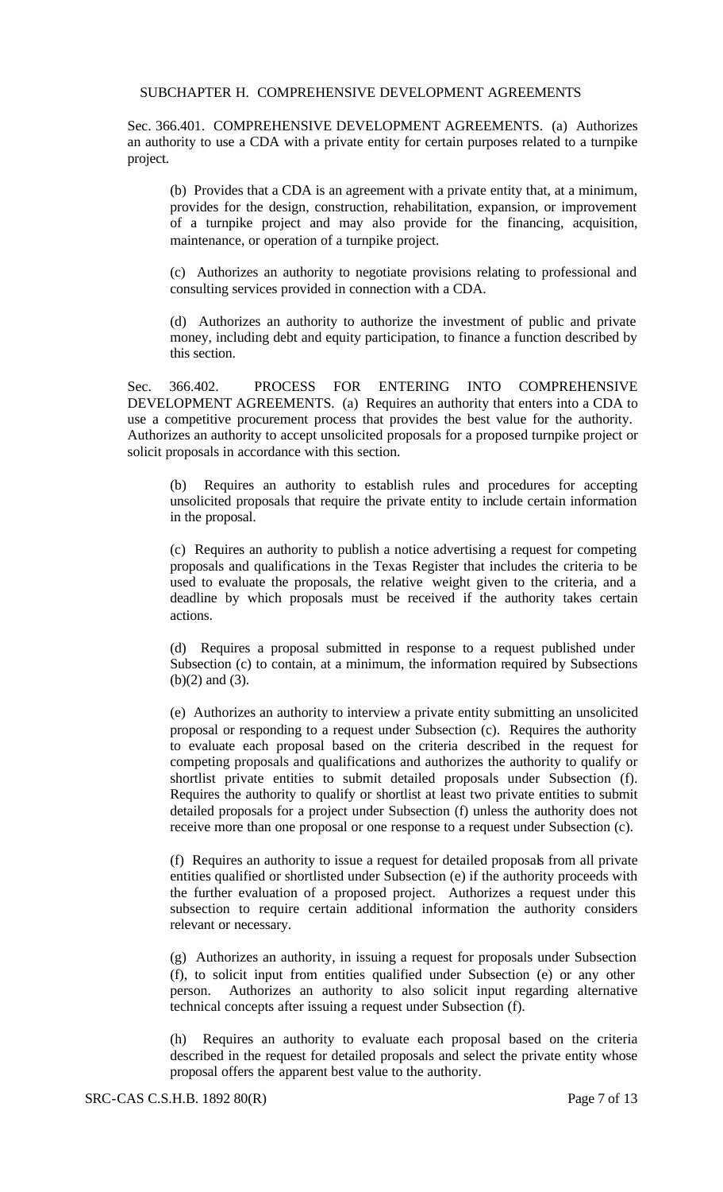SUBCHAPTER H. COMPREHENSIVE DEVELOPMENT AGREEMENTS

Sec. 366.401. COMPREHENSIVE DEVELOPMENT AGREEMENTS. (a) Authorizes an authority to use a CDA with a private entity for certain purposes related to a turnpike project.

(b) Provides that a CDA is an agreement with a private entity that, at a minimum, provides for the design, construction, rehabilitation, expansion, or improvement of a turnpike project and may also provide for the financing, acquisition, maintenance, or operation of a turnpike project.

(c) Authorizes an authority to negotiate provisions relating to professional and consulting services provided in connection with a CDA.

(d) Authorizes an authority to authorize the investment of public and private money, including debt and equity participation, to finance a function described by this section.

Sec. 366.402. PROCESS FOR ENTERING INTO COMPREHENSIVE DEVELOPMENT AGREEMENTS. (a) Requires an authority that enters into a CDA to use a competitive procurement process that provides the best value for the authority. Authorizes an authority to accept unsolicited proposals for a proposed turnpike project or solicit proposals in accordance with this section.

(b) Requires an authority to establish rules and procedures for accepting unsolicited proposals that require the private entity to include certain information in the proposal.

(c) Requires an authority to publish a notice advertising a request for competing proposals and qualifications in the Texas Register that includes the criteria to be used to evaluate the proposals, the relative weight given to the criteria, and a deadline by which proposals must be received if the authority takes certain actions.

(d) Requires a proposal submitted in response to a request published under Subsection (c) to contain, at a minimum, the information required by Subsections (b)(2) and (3).

(e) Authorizes an authority to interview a private entity submitting an unsolicited proposal or responding to a request under Subsection (c). Requires the authority to evaluate each proposal based on the criteria described in the request for competing proposals and qualifications and authorizes the authority to qualify or shortlist private entities to submit detailed proposals under Subsection (f). Requires the authority to qualify or shortlist at least two private entities to submit detailed proposals for a project under Subsection (f) unless the authority does not receive more than one proposal or one response to a request under Subsection (c).

(f) Requires an authority to issue a request for detailed proposals from all private entities qualified or shortlisted under Subsection (e) if the authority proceeds with the further evaluation of a proposed project. Authorizes a request under this subsection to require certain additional information the authority considers relevant or necessary.

(g) Authorizes an authority, in issuing a request for proposals under Subsection (f), to solicit input from entities qualified under Subsection (e) or any other person. Authorizes an authority to also solicit input regarding alternative technical concepts after issuing a request under Subsection (f).

(h) Requires an authority to evaluate each proposal based on the criteria described in the request for detailed proposals and select the private entity whose proposal offers the apparent best value to the authority.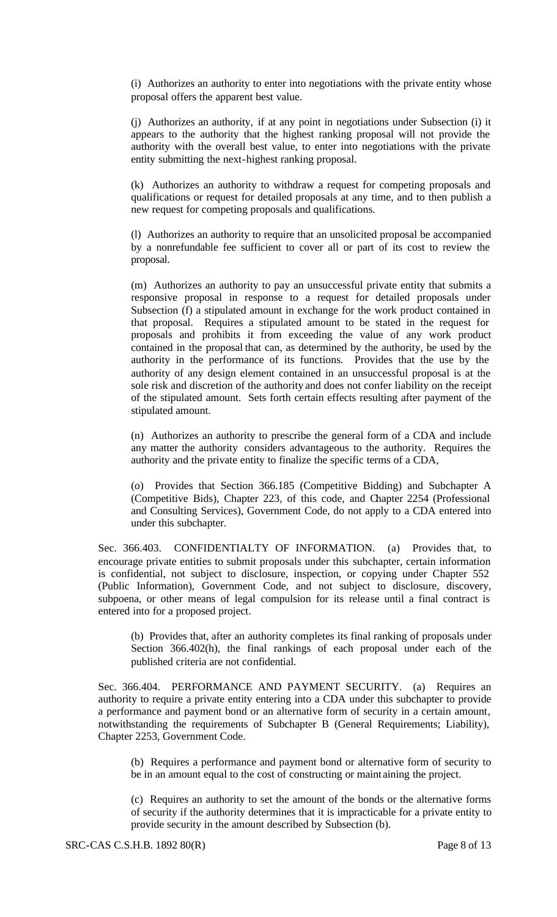(i) Authorizes an authority to enter into negotiations with the private entity whose proposal offers the apparent best value.

(j) Authorizes an authority, if at any point in negotiations under Subsection (i) it appears to the authority that the highest ranking proposal will not provide the authority with the overall best value, to enter into negotiations with the private entity submitting the next-highest ranking proposal.

(k) Authorizes an authority to withdraw a request for competing proposals and qualifications or request for detailed proposals at any time, and to then publish a new request for competing proposals and qualifications.

(l) Authorizes an authority to require that an unsolicited proposal be accompanied by a nonrefundable fee sufficient to cover all or part of its cost to review the proposal.

(m) Authorizes an authority to pay an unsuccessful private entity that submits a responsive proposal in response to a request for detailed proposals under Subsection (f) a stipulated amount in exchange for the work product contained in that proposal. Requires a stipulated amount to be stated in the request for proposals and prohibits it from exceeding the value of any work product contained in the proposal that can, as determined by the authority, be used by the authority in the performance of its functions. Provides that the use by the authority of any design element contained in an unsuccessful proposal is at the sole risk and discretion of the authority and does not confer liability on the receipt of the stipulated amount. Sets forth certain effects resulting after payment of the stipulated amount.

(n) Authorizes an authority to prescribe the general form of a CDA and include any matter the authority considers advantageous to the authority. Requires the authority and the private entity to finalize the specific terms of a CDA,

(o) Provides that Section 366.185 (Competitive Bidding) and Subchapter A (Competitive Bids), Chapter 223, of this code, and Chapter 2254 (Professional and Consulting Services), Government Code, do not apply to a CDA entered into under this subchapter.

Sec. 366.403. CONFIDENTIALTY OF INFORMATION. (a) Provides that, to encourage private entities to submit proposals under this subchapter, certain information is confidential, not subject to disclosure, inspection, or copying under Chapter 552 (Public Information), Government Code, and not subject to disclosure, discovery, subpoena, or other means of legal compulsion for its release until a final contract is entered into for a proposed project.

(b) Provides that, after an authority completes its final ranking of proposals under Section 366.402(h), the final rankings of each proposal under each of the published criteria are not confidential.

Sec. 366.404. PERFORMANCE AND PAYMENT SECURITY. (a) Requires an authority to require a private entity entering into a CDA under this subchapter to provide a performance and payment bond or an alternative form of security in a certain amount, notwithstanding the requirements of Subchapter B (General Requirements; Liability), Chapter 2253, Government Code.

(b) Requires a performance and payment bond or alternative form of security to be in an amount equal to the cost of constructing or maintaining the project.

(c) Requires an authority to set the amount of the bonds or the alternative forms of security if the authority determines that it is impracticable for a private entity to provide security in the amount described by Subsection (b).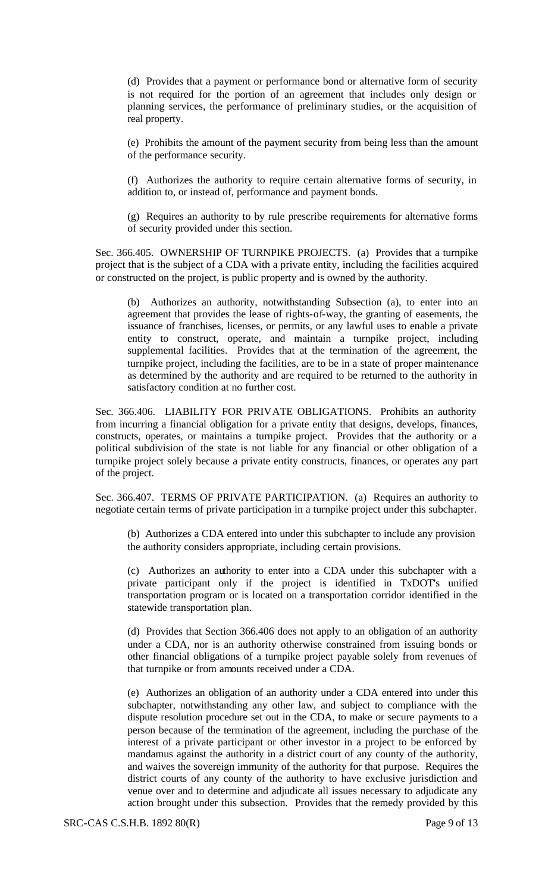(d) Provides that a payment or performance bond or alternative form of security is not required for the portion of an agreement that includes only design or planning services, the performance of preliminary studies, or the acquisition of real property.

(e) Prohibits the amount of the payment security from being less than the amount of the performance security.

(f) Authorizes the authority to require certain alternative forms of security, in addition to, or instead of, performance and payment bonds.

(g) Requires an authority to by rule prescribe requirements for alternative forms of security provided under this section.

Sec. 366.405. OWNERSHIP OF TURNPIKE PROJECTS. (a) Provides that a turnpike project that is the subject of a CDA with a private entity, including the facilities acquired or constructed on the project, is public property and is owned by the authority.

(b) Authorizes an authority, notwithstanding Subsection (a), to enter into an agreement that provides the lease of rights-of-way, the granting of easements, the issuance of franchises, licenses, or permits, or any lawful uses to enable a private entity to construct, operate, and maintain a turnpike project, including supplemental facilities. Provides that at the termination of the agreement, the turnpike project, including the facilities, are to be in a state of proper maintenance as determined by the authority and are required to be returned to the authority in satisfactory condition at no further cost.

Sec. 366.406. LIABILITY FOR PRIVATE OBLIGATIONS. Prohibits an authority from incurring a financial obligation for a private entity that designs, develops, finances, constructs, operates, or maintains a turnpike project. Provides that the authority or a political subdivision of the state is not liable for any financial or other obligation of a turnpike project solely because a private entity constructs, finances, or operates any part of the project.

Sec. 366.407. TERMS OF PRIVATE PARTICIPATION. (a) Requires an authority to negotiate certain terms of private participation in a turnpike project under this subchapter.

(b) Authorizes a CDA entered into under this subchapter to include any provision the authority considers appropriate, including certain provisions.

(c) Authorizes an authority to enter into a CDA under this subchapter with a private participant only if the project is identified in TxDOT's unified transportation program or is located on a transportation corridor identified in the statewide transportation plan.

(d) Provides that Section 366.406 does not apply to an obligation of an authority under a CDA, nor is an authority otherwise constrained from issuing bonds or other financial obligations of a turnpike project payable solely from revenues of that turnpike or from amounts received under a CDA.

(e) Authorizes an obligation of an authority under a CDA entered into under this subchapter, notwithstanding any other law, and subject to compliance with the dispute resolution procedure set out in the CDA, to make or secure payments to a person because of the termination of the agreement, including the purchase of the interest of a private participant or other investor in a project to be enforced by mandamus against the authority in a district court of any county of the authority, and waives the sovereign immunity of the authority for that purpose. Requires the district courts of any county of the authority to have exclusive jurisdiction and venue over and to determine and adjudicate all issues necessary to adjudicate any action brought under this subsection. Provides that the remedy provided by this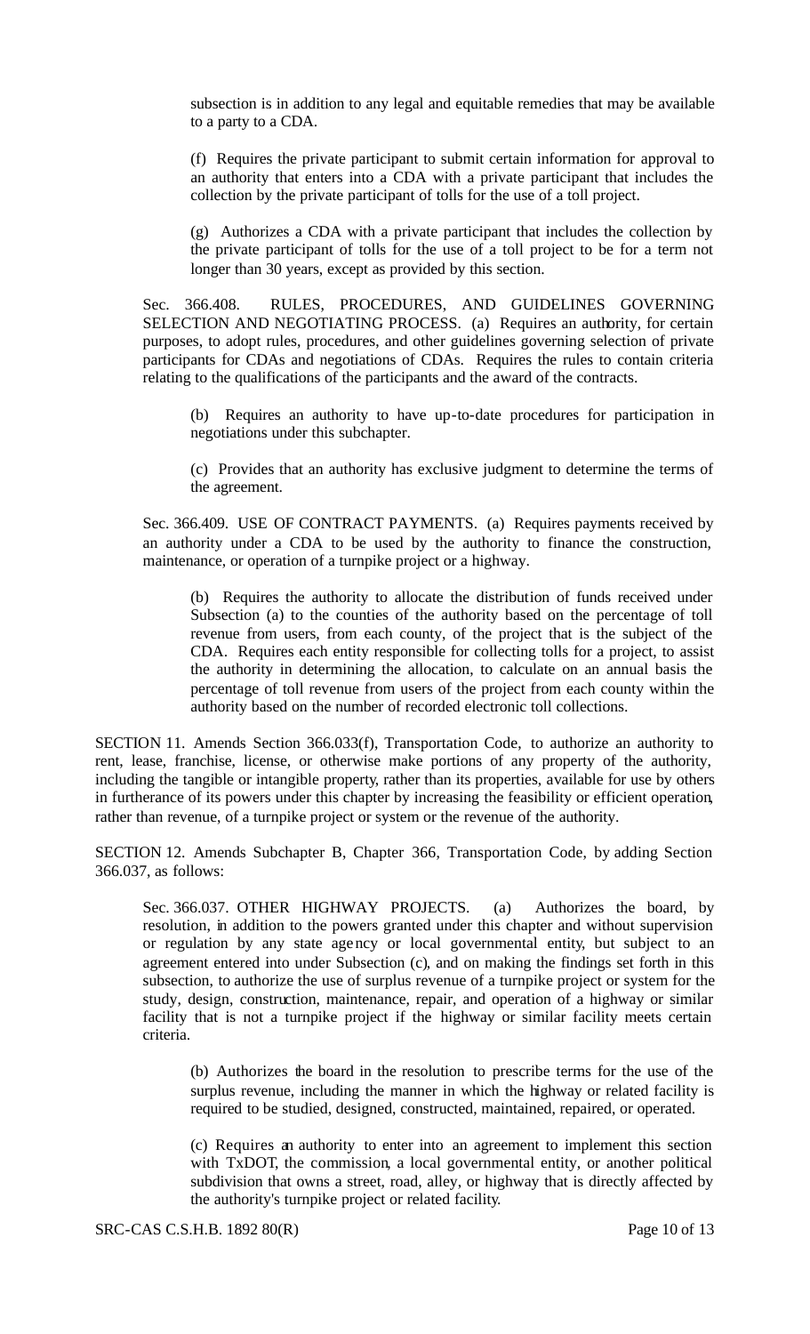subsection is in addition to any legal and equitable remedies that may be available to a party to a CDA.

(f) Requires the private participant to submit certain information for approval to an authority that enters into a CDA with a private participant that includes the collection by the private participant of tolls for the use of a toll project.

(g) Authorizes a CDA with a private participant that includes the collection by the private participant of tolls for the use of a toll project to be for a term not longer than 30 years, except as provided by this section.

Sec. 366.408. RULES, PROCEDURES, AND GUIDELINES GOVERNING SELECTION AND NEGOTIATING PROCESS. (a) Requires an authority, for certain purposes, to adopt rules, procedures, and other guidelines governing selection of private participants for CDAs and negotiations of CDAs. Requires the rules to contain criteria relating to the qualifications of the participants and the award of the contracts.

(b) Requires an authority to have up-to-date procedures for participation in negotiations under this subchapter.

(c) Provides that an authority has exclusive judgment to determine the terms of the agreement.

Sec. 366.409. USE OF CONTRACT PAYMENTS. (a) Requires payments received by an authority under a CDA to be used by the authority to finance the construction, maintenance, or operation of a turnpike project or a highway.

(b) Requires the authority to allocate the distribution of funds received under Subsection (a) to the counties of the authority based on the percentage of toll revenue from users, from each county, of the project that is the subject of the CDA. Requires each entity responsible for collecting tolls for a project, to assist the authority in determining the allocation, to calculate on an annual basis the percentage of toll revenue from users of the project from each county within the authority based on the number of recorded electronic toll collections.

SECTION 11. Amends Section 366.033(f), Transportation Code, to authorize an authority to rent, lease, franchise, license, or otherwise make portions of any property of the authority, including the tangible or intangible property, rather than its properties, available for use by others in furtherance of its powers under this chapter by increasing the feasibility or efficient operation, rather than revenue, of a turnpike project or system or the revenue of the authority.

SECTION 12. Amends Subchapter B, Chapter 366, Transportation Code, by adding Section 366.037, as follows:

Sec. 366.037. OTHER HIGHWAY PROJECTS. (a) Authorizes the board, by resolution, in addition to the powers granted under this chapter and without supervision or regulation by any state agency or local governmental entity, but subject to an agreement entered into under Subsection (c), and on making the findings set forth in this subsection, to authorize the use of surplus revenue of a turnpike project or system for the study, design, construction, maintenance, repair, and operation of a highway or similar facility that is not a turnpike project if the highway or similar facility meets certain criteria.

(b) Authorizes the board in the resolution to prescribe terms for the use of the surplus revenue, including the manner in which the highway or related facility is required to be studied, designed, constructed, maintained, repaired, or operated.

(c) Requires an authority to enter into an agreement to implement this section with TxDOT, the commission, a local governmental entity, or another political subdivision that owns a street, road, alley, or highway that is directly affected by the authority's turnpike project or related facility.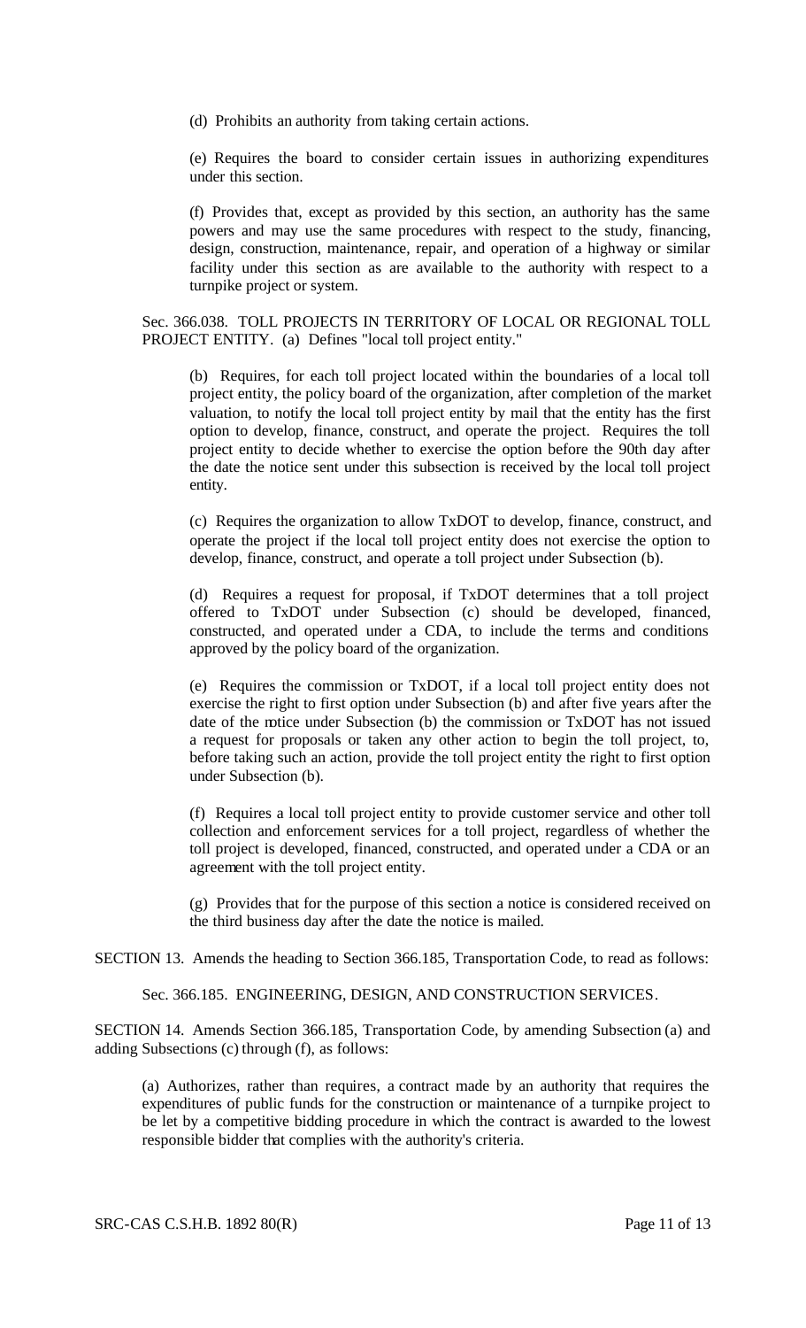(d) Prohibits an authority from taking certain actions.

(e) Requires the board to consider certain issues in authorizing expenditures under this section.

(f) Provides that, except as provided by this section, an authority has the same powers and may use the same procedures with respect to the study, financing, design, construction, maintenance, repair, and operation of a highway or similar facility under this section as are available to the authority with respect to a turnpike project or system.

Sec. 366.038. TOLL PROJECTS IN TERRITORY OF LOCAL OR REGIONAL TOLL PROJECT ENTITY. (a) Defines "local toll project entity."

(b) Requires, for each toll project located within the boundaries of a local toll project entity, the policy board of the organization, after completion of the market valuation, to notify the local toll project entity by mail that the entity has the first option to develop, finance, construct, and operate the project. Requires the toll project entity to decide whether to exercise the option before the 90th day after the date the notice sent under this subsection is received by the local toll project entity.

(c) Requires the organization to allow TxDOT to develop, finance, construct, and operate the project if the local toll project entity does not exercise the option to develop, finance, construct, and operate a toll project under Subsection (b).

(d) Requires a request for proposal, if TxDOT determines that a toll project offered to TxDOT under Subsection (c) should be developed, financed, constructed, and operated under a CDA, to include the terms and conditions approved by the policy board of the organization.

(e) Requires the commission or TxDOT, if a local toll project entity does not exercise the right to first option under Subsection (b) and after five years after the date of the notice under Subsection (b) the commission or TxDOT has not issued a request for proposals or taken any other action to begin the toll project, to, before taking such an action, provide the toll project entity the right to first option under Subsection (b).

(f) Requires a local toll project entity to provide customer service and other toll collection and enforcement services for a toll project, regardless of whether the toll project is developed, financed, constructed, and operated under a CDA or an agreement with the toll project entity.

(g) Provides that for the purpose of this section a notice is considered received on the third business day after the date the notice is mailed.

SECTION 13. Amends the heading to Section 366.185, Transportation Code, to read as follows:

Sec. 366.185. ENGINEERING, DESIGN, AND CONSTRUCTION SERVICES.

SECTION 14. Amends Section 366.185, Transportation Code, by amending Subsection (a) and adding Subsections (c) through (f), as follows:

(a) Authorizes, rather than requires, a contract made by an authority that requires the expenditures of public funds for the construction or maintenance of a turnpike project to be let by a competitive bidding procedure in which the contract is awarded to the lowest responsible bidder that complies with the authority's criteria.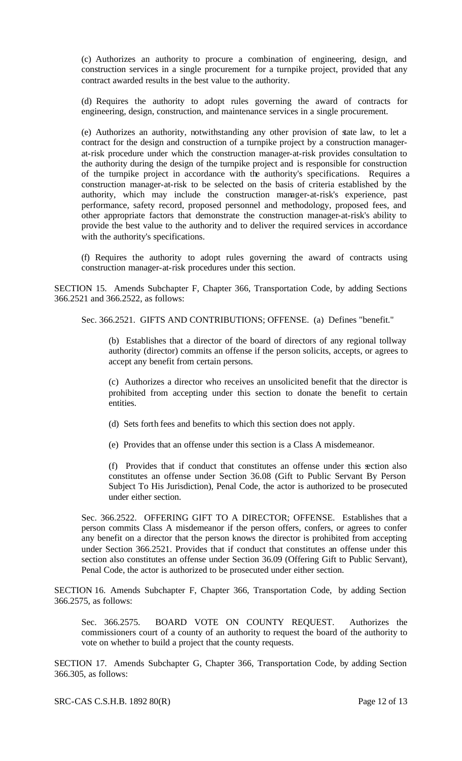(c) Authorizes an authority to procure a combination of engineering, design, and construction services in a single procurement for a turnpike project, provided that any contract awarded results in the best value to the authority.

(d) Requires the authority to adopt rules governing the award of contracts for engineering, design, construction, and maintenance services in a single procurement.

(e) Authorizes an authority, notwithstanding any other provision of state law, to let a contract for the design and construction of a turnpike project by a construction manager-at-risk procedure under which the construction manager-at-risk provides consultation to the authority during the design of the turnpike project and is responsible for construction of the turnpike project in accordance with the authority's specifications. Requires a construction manager-at-risk to be selected on the basis of criteria established by the authority, which may include the construction manager-at-risk's experience, past performance, safety record, proposed personnel and methodology, proposed fees, and other appropriate factors that demonstrate the construction manager-at-risk's ability to provide the best value to the authority and to deliver the required services in accordance with the authority's specifications.

(f) Requires the authority to adopt rules governing the award of contracts using construction manager-at-risk procedures under this section.

SECTION 15. Amends Subchapter F, Chapter 366, Transportation Code, by adding Sections 366.2521 and 366.2522, as follows:

Sec. 366.2521. GIFTS AND CONTRIBUTIONS; OFFENSE. (a) Defines "benefit."

(b) Establishes that a director of the board of directors of any regional tollway authority (director) commits an offense if the person solicits, accepts, or agrees to accept any benefit from certain persons.

(c) Authorizes a director who receives an unsolicited benefit that the director is prohibited from accepting under this section to donate the benefit to certain entities.

(d) Sets forth fees and benefits to which this section does not apply.

(e) Provides that an offense under this section is a Class A misdemeanor.

(f) Provides that if conduct that constitutes an offense under this section also constitutes an offense under Section 36.08 (Gift to Public Servant By Person Subject To His Jurisdiction), Penal Code, the actor is authorized to be prosecuted under either section.

Sec. 366.2522. OFFERING GIFT TO A DIRECTOR; OFFENSE. Establishes that a person commits Class A misdemeanor if the person offers, confers, or agrees to confer any benefit on a director that the person knows the director is prohibited from accepting under Section 366.2521. Provides that if conduct that constitutes an offense under this section also constitutes an offense under Section 36.09 (Offering Gift to Public Servant), Penal Code, the actor is authorized to be prosecuted under either section.

SECTION 16. Amends Subchapter F, Chapter 366, Transportation Code, by adding Section 366.2575, as follows:

Sec. 366.2575. BOARD VOTE ON COUNTY REQUEST. Authorizes the commissioners court of a county of an authority to request the board of the authority to vote on whether to build a project that the county requests.

SECTION 17. Amends Subchapter G, Chapter 366, Transportation Code, by adding Section 366.305, as follows: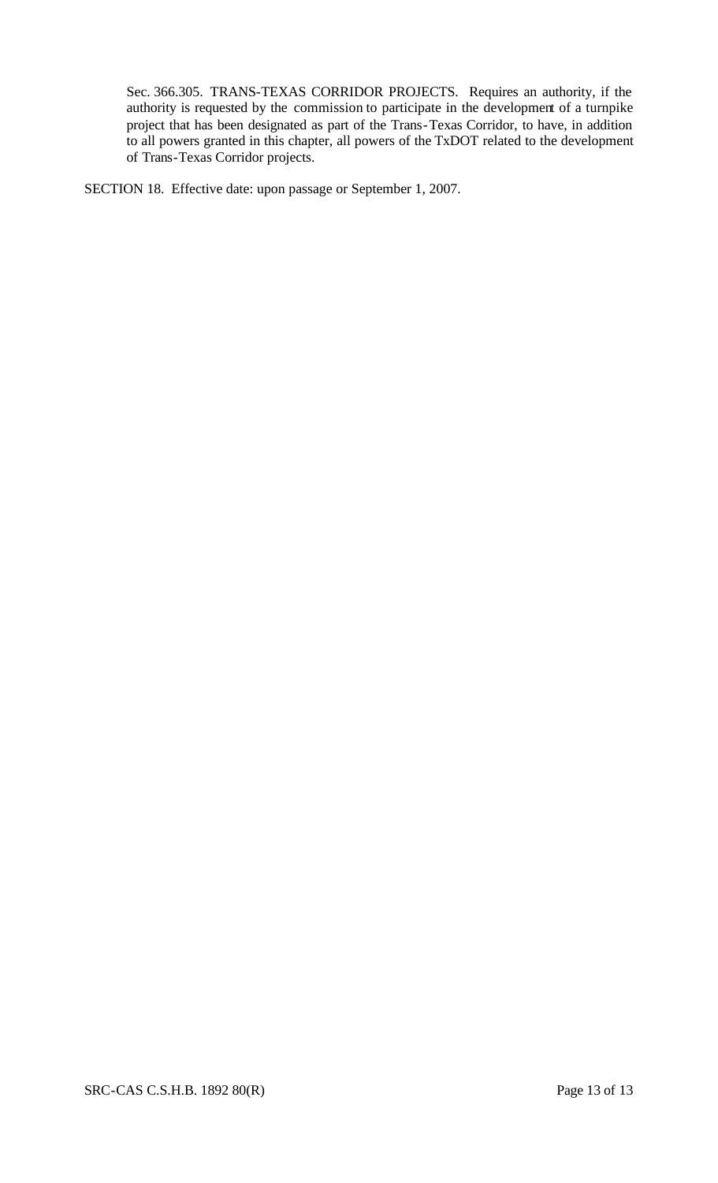Sec. 366.305. TRANS-TEXAS CORRIDOR PROJECTS. Requires an authority, if the authority is requested by the commission to participate in the development of a turnpike project that has been designated as part of the Trans-Texas Corridor, to have, in addition to all powers granted in this chapter, all powers of the TxDOT related to the development of Trans-Texas Corridor projects.

SECTION 18. Effective date: upon passage or September 1, 2007.